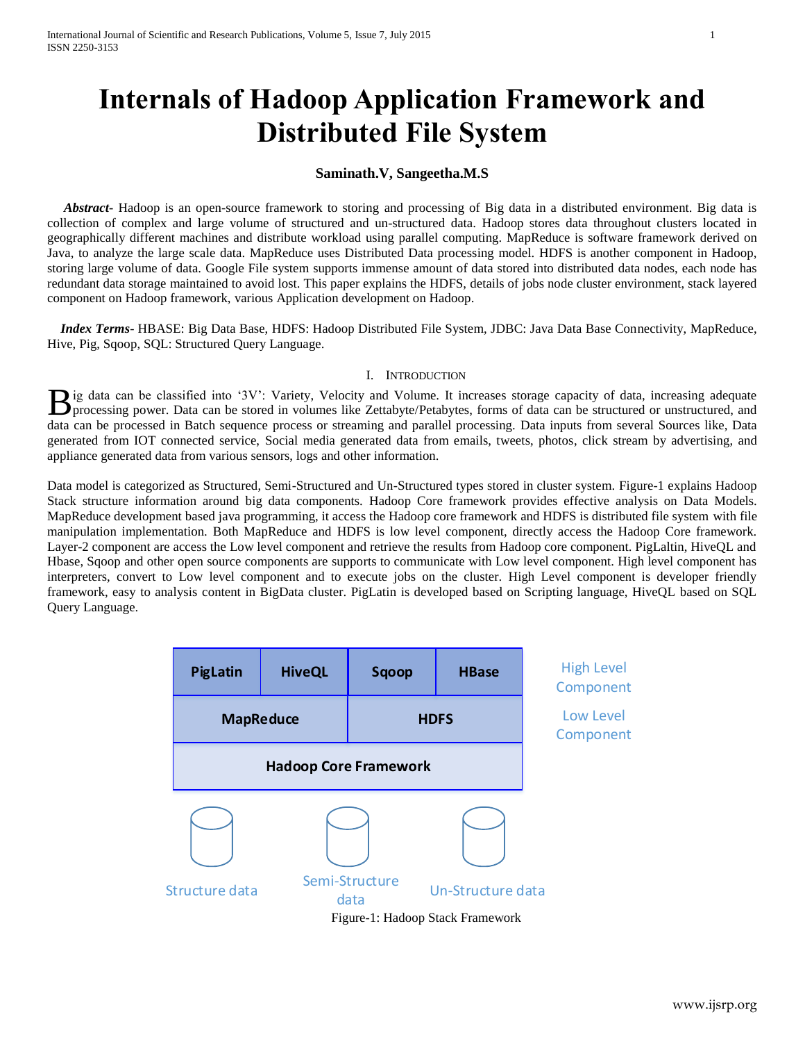# Internals of Hadoop Application Framework and Distributed File System

**Saminath.V, Sangeetha.M.S**

***Abstract***- Hadoop is an open-source framework to storing and processing of Big data in a distributed environment. Big data is collection of complex and large volume of structured and un-structured data. Hadoop stores data throughout clusters located in geographically different machines and distribute workload using parallel computing. MapReduce is software framework derived on Java, to analyze the large scale data. MapReduce uses Distributed Data processing model. HDFS is another component in Hadoop, storing large volume of data. Google File system supports immense amount of data stored into distributed data nodes, each node has redundant data storage maintained to avoid lost. This paper explains the HDFS, details of jobs node cluster environment, stack layered component on Hadoop framework, various Application development on Hadoop.

***Index Terms***- HBASE: Big Data Base, HDFS: Hadoop Distributed File System, JDBC: Java Data Base Connectivity, MapReduce, Hive, Pig, Sqoop, SQL: Structured Query Language.

## I. Introduction

Big data can be classified into '3V': Variety, Velocity and Volume. It increases storage capacity of data, increasing adequate processing power. Data can be stored in volumes like Zettabyte/Petabytes, forms of data can be structured or unstructured, and data can be processed in Batch sequence process or streaming and parallel processing. Data inputs from several Sources like, Data generated from IOT connected service, Social media generated data from emails, tweets, photos, click stream by advertising, and appliance generated data from various sensors, logs and other information.

Data model is categorized as Structured, Semi-Structured and Un-Structured types stored in cluster system. Figure-1 explains Hadoop Stack structure information around big data components. Hadoop Core framework provides effective analysis on Data Models. MapReduce development based java programming, it access the Hadoop core framework and HDFS is distributed file system with file manipulation implementation. Both MapReduce and HDFS is low level component, directly access the Hadoop Core framework. Layer-2 component are access the Low level component and retrieve the results from Hadoop core component. PigLaltin, HiveQL and Hbase, Sqoop and other open source components are supports to communicate with Low level component. High level component has interpreters, convert to Low level component and to execute jobs on the cluster. High Level component is developer friendly framework, easy to analysis content in BigData cluster. PigLatin is developed based on Scripting language, HiveQL based on SQL Query Language.

| PigLatin | HiveQL | Sqoop | HBase | High Level Component |
|---|---|---|---|---|
| MapReduce | | HDFS | | Low Level Component |
| Hadoop Core Framework | | | | |

Structure data | Semi-Structure data | Un-Structure data

Figure-1: Hadoop Stack Framework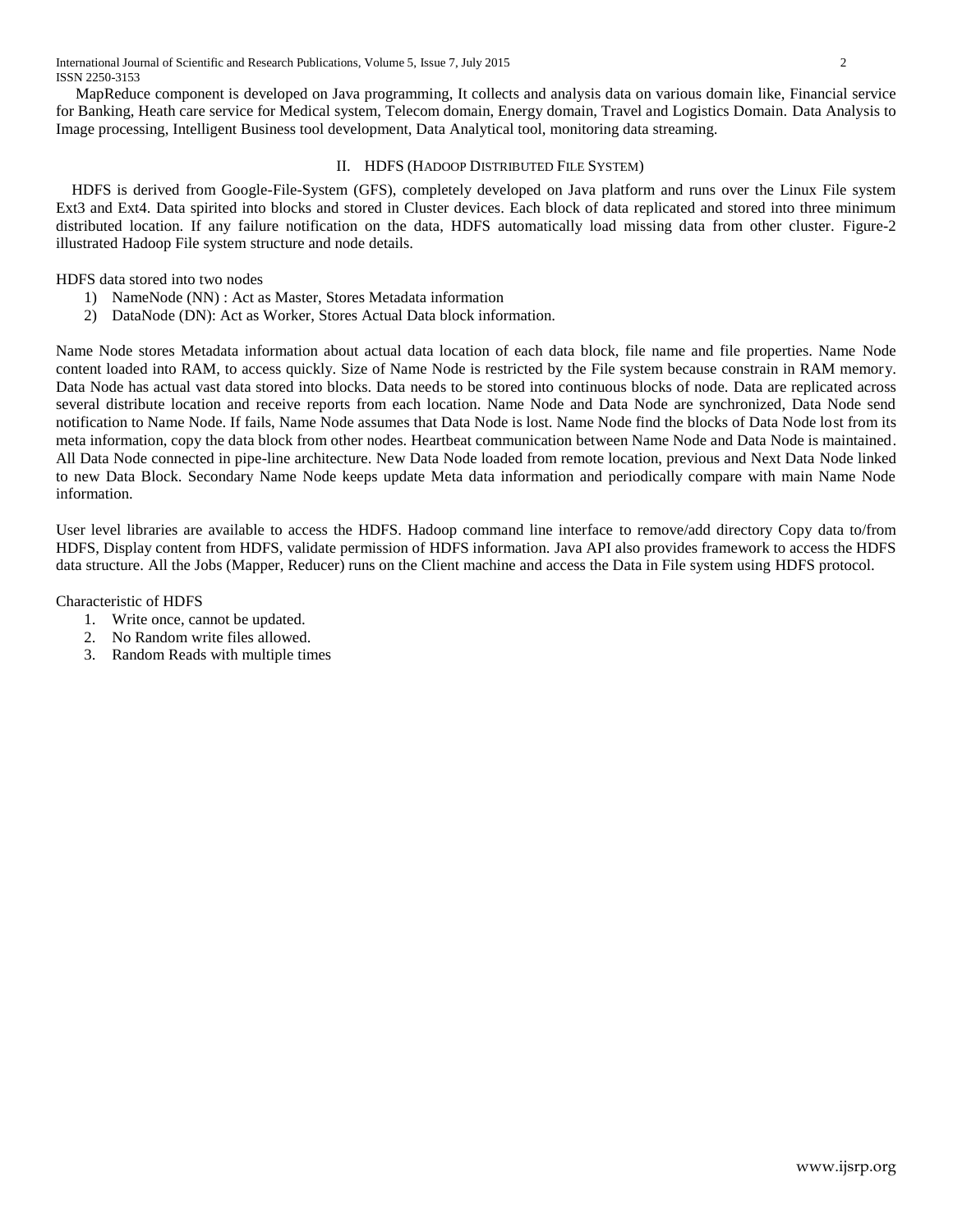MapReduce component is developed on Java programming, It collects and analysis data on various domain like, Financial service for Banking, Heath care service for Medical system, Telecom domain, Energy domain, Travel and Logistics Domain. Data Analysis to Image processing, Intelligent Business tool development, Data Analytical tool, monitoring data streaming.

## II. HDFS (Hadoop Distributed File System)

HDFS is derived from Google-File-System (GFS), completely developed on Java platform and runs over the Linux File system Ext3 and Ext4. Data spirited into blocks and stored in Cluster devices. Each block of data replicated and stored into three minimum distributed location. If any failure notification on the data, HDFS automatically load missing data from other cluster. Figure-2 illustrated Hadoop File system structure and node details.

HDFS data stored into two nodes

1) NameNode (NN) : Act as Master, Stores Metadata information
2) DataNode (DN): Act as Worker, Stores Actual Data block information.

Name Node stores Metadata information about actual data location of each data block, file name and file properties. Name Node content loaded into RAM, to access quickly. Size of Name Node is restricted by the File system because constrain in RAM memory. Data Node has actual vast data stored into blocks. Data needs to be stored into continuous blocks of node. Data are replicated across several distribute location and receive reports from each location. Name Node and Data Node are synchronized, Data Node send notification to Name Node. If fails, Name Node assumes that Data Node is lost. Name Node find the blocks of Data Node lost from its meta information, copy the data block from other nodes. Heartbeat communication between Name Node and Data Node is maintained. All Data Node connected in pipe-line architecture. New Data Node loaded from remote location, previous and Next Data Node linked to new Data Block. Secondary Name Node keeps update Meta data information and periodically compare with main Name Node information.

User level libraries are available to access the HDFS. Hadoop command line interface to remove/add directory Copy data to/from HDFS, Display content from HDFS, validate permission of HDFS information. Java API also provides framework to access the HDFS data structure. All the Jobs (Mapper, Reducer) runs on the Client machine and access the Data in File system using HDFS protocol.

Characteristic of HDFS

1. Write once, cannot be updated.
2. No Random write files allowed.
3. Random Reads with multiple times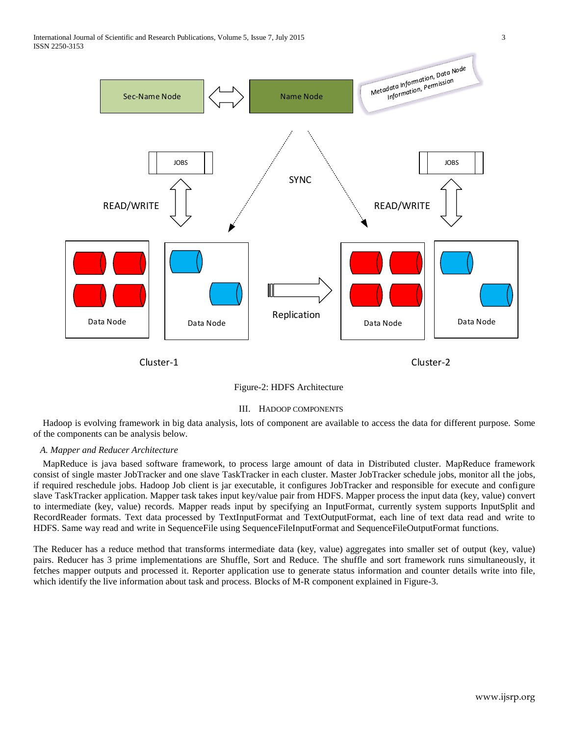Figure-2: HDFS Architecture

## III. Hadoop Components

Hadoop is evolving framework in big data analysis, lots of component are available to access the data for different purpose. Some of the components can be analysis below.

### *A. Mapper and Reducer Architecture*

MapReduce is java based software framework, to process large amount of data in Distributed cluster. MapReduce framework consist of single master JobTracker and one slave TaskTracker in each cluster. Master JobTracker schedule jobs, monitor all the jobs, if required reschedule jobs. Hadoop Job client is jar executable, it configures JobTracker and responsible for execute and configure slave TaskTracker application. Mapper task takes input key/value pair from HDFS. Mapper process the input data (key, value) convert to intermediate (key, value) records. Mapper reads input by specifying an InputFormat, currently system supports InputSplit and RecordReader formats. Text data processed by TextInputFormat and TextOutputFormat, each line of text data read and write to HDFS. Same way read and write in SequenceFile using SequenceFileInputFormat and SequenceFileOutputFormat functions.

The Reducer has a reduce method that transforms intermediate data (key, value) aggregates into smaller set of output (key, value) pairs. Reducer has 3 prime implementations are Shuffle, Sort and Reduce. The shuffle and sort framework runs simultaneously, it fetches mapper outputs and processed it. Reporter application use to generate status information and counter details write into file, which identify the live information about task and process. Blocks of M-R component explained in Figure-3.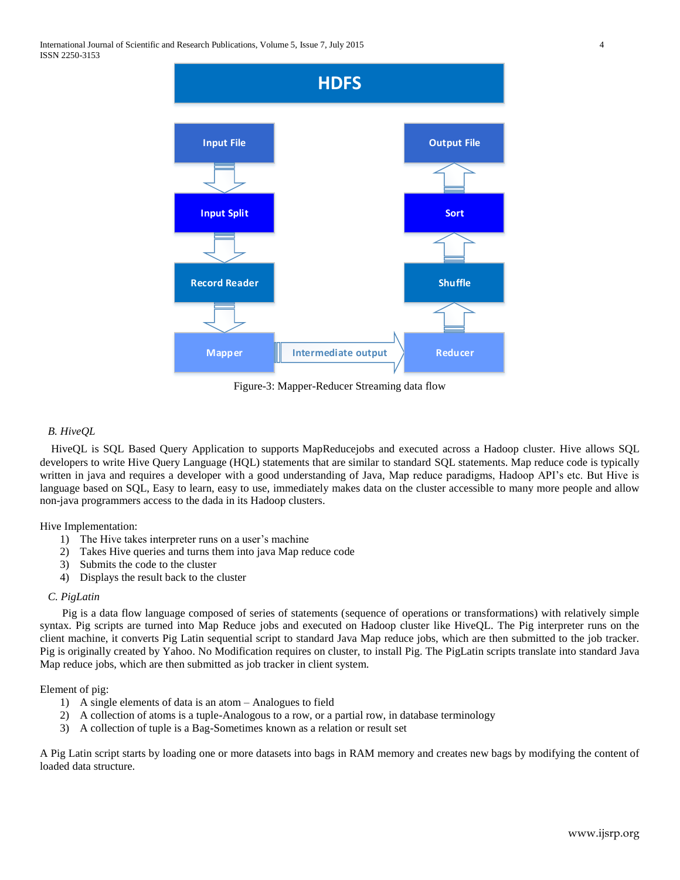Figure-3: Mapper-Reducer Streaming data flow

*B. HiveQL*

HiveQL is SQL Based Query Application to supports MapReducejobs and executed across a Hadoop cluster. Hive allows SQL developers to write Hive Query Language (HQL) statements that are similar to standard SQL statements. Map reduce code is typically written in java and requires a developer with a good understanding of Java, Map reduce paradigms, Hadoop API's etc. But Hive is language based on SQL, Easy to learn, easy to use, immediately makes data on the cluster accessible to many more people and allow non-java programmers access to the dada in its Hadoop clusters.

Hive Implementation:

1) The Hive takes interpreter runs on a user's machine
2) Takes Hive queries and turns them into java Map reduce code
3) Submits the code to the cluster
4) Displays the result back to the cluster

*C. PigLatin*

Pig is a data flow language composed of series of statements (sequence of operations or transformations) with relatively simple syntax. Pig scripts are turned into Map Reduce jobs and executed on Hadoop cluster like HiveQL. The Pig interpreter runs on the client machine, it converts Pig Latin sequential script to standard Java Map reduce jobs, which are then submitted to the job tracker. Pig is originally created by Yahoo. No Modification requires on cluster, to install Pig. The PigLatin scripts translate into standard Java Map reduce jobs, which are then submitted as job tracker in client system.

Element of pig:

1) A single elements of data is an atom – Analogues to field
2) A collection of atoms is a tuple-Analogous to a row, or a partial row, in database terminology
3) A collection of tuple is a Bag-Sometimes known as a relation or result set

A Pig Latin script starts by loading one or more datasets into bags in RAM memory and creates new bags by modifying the content of loaded data structure.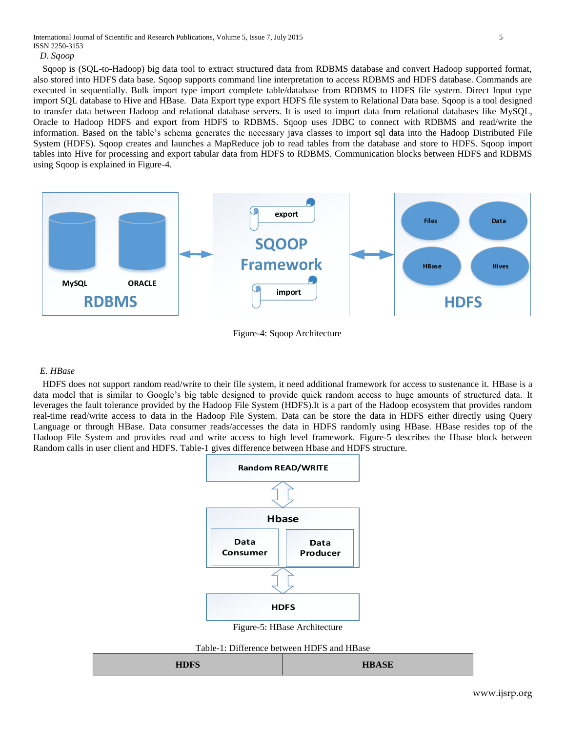*D. Sqoop*

Sqoop is (SQL-to-Hadoop) big data tool to extract structured data from RDBMS database and convert Hadoop supported format, also stored into HDFS data base. Sqoop supports command line interpretation to access RDBMS and HDFS database. Commands are executed in sequentially. Bulk import type import complete table/database from RDBMS to HDFS file system. Direct Input type import SQL database to Hive and HBase. Data Export type export HDFS file system to Relational Data base. Sqoop is a tool designed to transfer data between Hadoop and relational database servers. It is used to import data from relational databases like MySQL, Oracle to Hadoop HDFS and export from HDFS to RDBMS. Sqoop uses JDBC to connect with RDBMS and read/write the information. Based on the table's schema generates the necessary java classes to import sql data into the Hadoop Distributed File System (HDFS). Sqoop creates and launches a MapReduce job to read tables from the database and store to HDFS. Sqoop import tables into Hive for processing and export tabular data from HDFS to RDBMS. Communication blocks between HDFS and RDBMS using Sqoop is explained in Figure-4.

Figure-4: Sqoop Architecture

*E. HBase*

HDFS does not support random read/write to their file system, it need additional framework for access to sustenance it. HBase is a data model that is similar to Google's big table designed to provide quick random access to huge amounts of structured data. It leverages the fault tolerance provided by the Hadoop File System (HDFS).It is a part of the Hadoop ecosystem that provides random real-time read/write access to data in the Hadoop File System. Data can be store the data in HDFS either directly using Query Language or through HBase. Data consumer reads/accesses the data in HDFS randomly using HBase. HBase resides top of the Hadoop File System and provides read and write access to high level framework. Figure-5 describes the Hbase block between Random calls in user client and HDFS. Table-1 gives difference between Hbase and HDFS structure.

Figure-5: HBase Architecture

Table-1: Difference between HDFS and HBase

| HDFS | HBASE |
|---|---|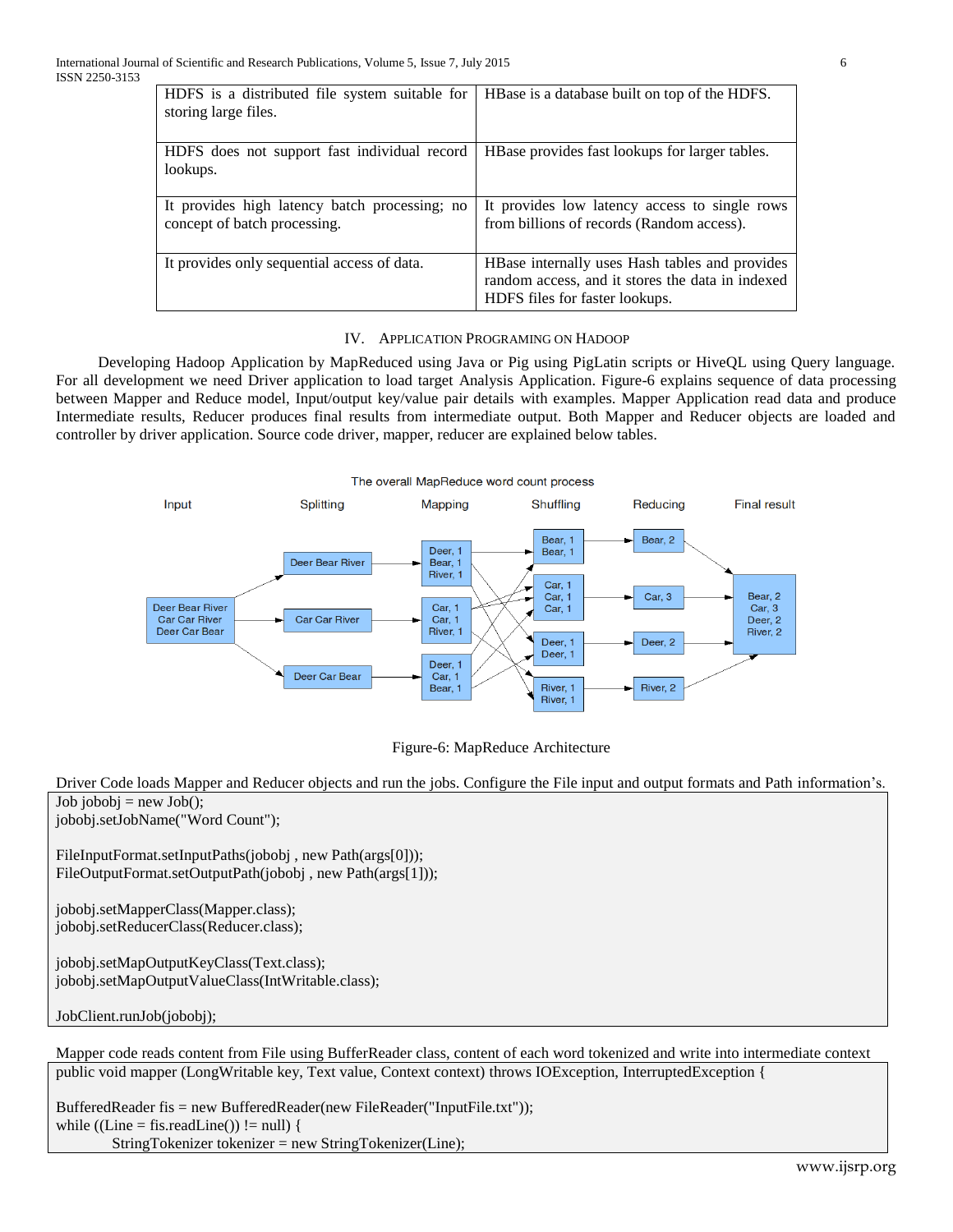| HDFS is a distributed file system suitable for storing large files. | HBase is a database built on top of the HDFS. |
|---|---|
| HDFS does not support fast individual record lookups. | HBase provides fast lookups for larger tables. |
| It provides high latency batch processing; no concept of batch processing. | It provides low latency access to single rows from billions of records (Random access). |
| It provides only sequential access of data. | HBase internally uses Hash tables and provides random access, and it stores the data in indexed HDFS files for faster lookups. |

## IV. Application Programing on Hadoop

Developing Hadoop Application by MapReduced using Java or Pig using PigLatin scripts or HiveQL using Query language. For all development we need Driver application to load target Analysis Application. Figure-6 explains sequence of data processing between Mapper and Reduce model, Input/output key/value pair details with examples. Mapper Application read data and produce Intermediate results, Reducer produces final results from intermediate output. Both Mapper and Reducer objects are loaded and controller by driver application. Source code driver, mapper, reducer are explained below tables.

The overall MapReduce word count process

Input | Splitting | Mapping | Shuffling | Reducing | Final result

Figure-6: MapReduce Architecture

Driver Code loads Mapper and Reducer objects and run the jobs. Configure the File input and output formats and Path information's.

```
Job jobobj = new Job();
jobobj.setJobName("Word Count");

FileInputFormat.setInputPaths(jobobj , new Path(args[0]));
FileOutputFormat.setOutputPath(jobobj , new Path(args[1]));

jobobj.setMapperClass(Mapper.class);
jobobj.setReducerClass(Reducer.class);

jobobj.setMapOutputKeyClass(Text.class);
jobobj.setMapOutputValueClass(IntWritable.class);

JobClient.runJob(jobobj);
```

Mapper code reads content from File using BufferReader class, content of each word tokenized and write into intermediate context

```
public void mapper (LongWritable key, Text value, Context context) throws IOException, InterruptedException {

BufferedReader fis = new BufferedReader(new FileReader("InputFile.txt"));
while ((Line = fis.readLine()) != null) {
        StringTokenizer tokenizer = new StringTokenizer(Line);
```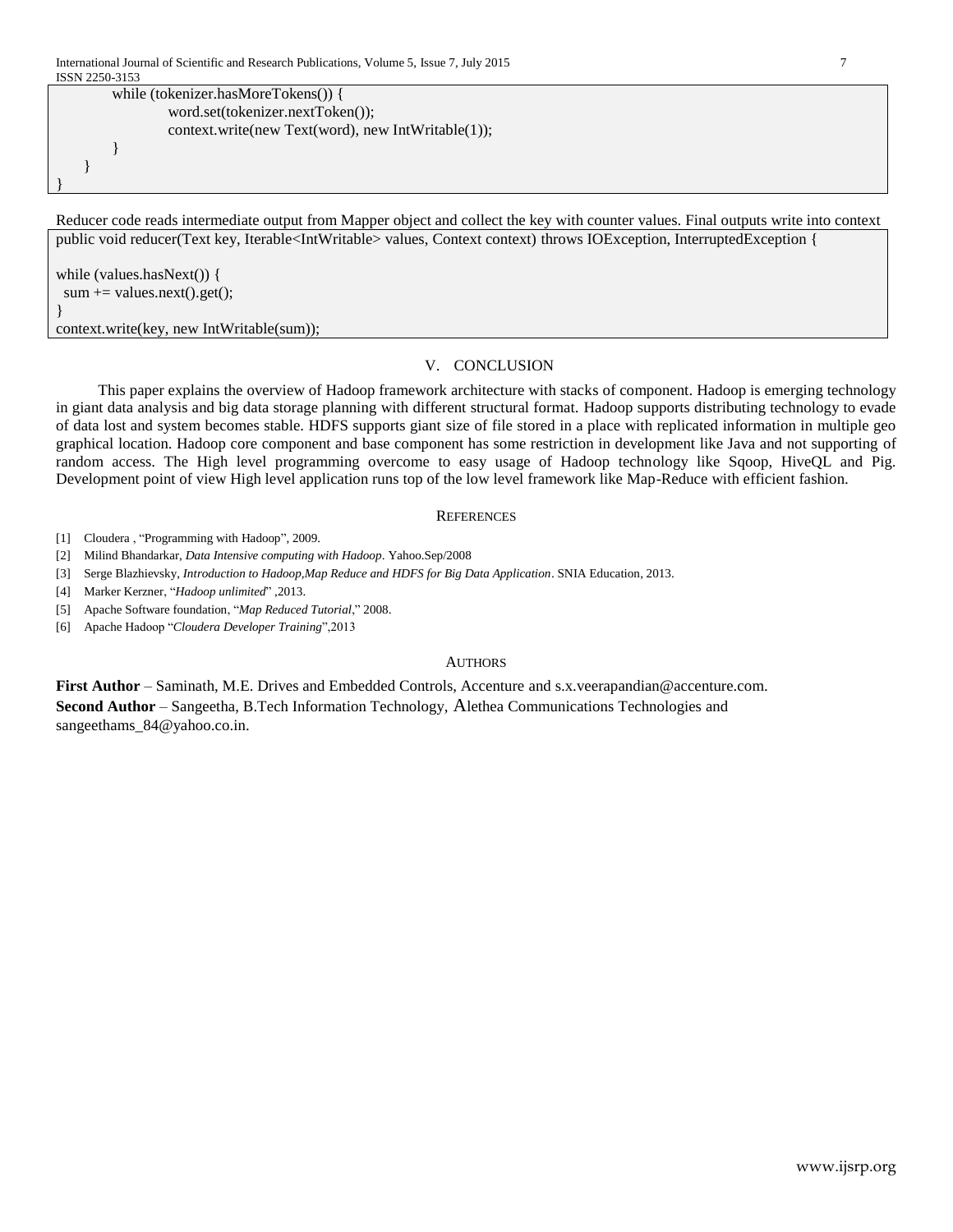```
        while (tokenizer.hasMoreTokens()) {
                word.set(tokenizer.nextToken());
                context.write(new Text(word), new IntWritable(1));
        }
    }
}
```

Reducer code reads intermediate output from Mapper object and collect the key with counter values. Final outputs write into context

```
public void reducer(Text key, Iterable<IntWritable> values, Context context) throws IOException, InterruptedException {

while (values.hasNext()) {
  sum += values.next().get();
}
context.write(key, new IntWritable(sum));
```

## V. CONCLUSION

This paper explains the overview of Hadoop framework architecture with stacks of component. Hadoop is emerging technology in giant data analysis and big data storage planning with different structural format. Hadoop supports distributing technology to evade of data lost and system becomes stable. HDFS supports giant size of file stored in a place with replicated information in multiple geo graphical location. Hadoop core component and base component has some restriction in development like Java and not supporting of random access. The High level programming overcome to easy usage of Hadoop technology like Sqoop, HiveQL and Pig. Development point of view High level application runs top of the low level framework like Map-Reduce with efficient fashion.

## REFERENCES

[1] Cloudera , "Programming with Hadoop", 2009.

[2] Milind Bhandarkar, *Data Intensive computing with Hadoop*. Yahoo.Sep/2008

[3] Serge Blazhievsky, *Introduction to Hadoop,Map Reduce and HDFS for Big Data Application*. SNIA Education, 2013.

[4] Marker Kerzner, "*Hadoop unlimited*" ,2013.

[5] Apache Software foundation, "*Map Reduced Tutorial*," 2008.

[6] Apache Hadoop "*Cloudera Developer Training*",2013

## AUTHORS

**First Author** – Saminath, M.E. Drives and Embedded Controls, Accenture and s.x.veerapandian@accenture.com.

**Second Author** – Sangeetha, B.Tech Information Technology, Alethea Communications Technologies and sangeethams_84@yahoo.co.in.